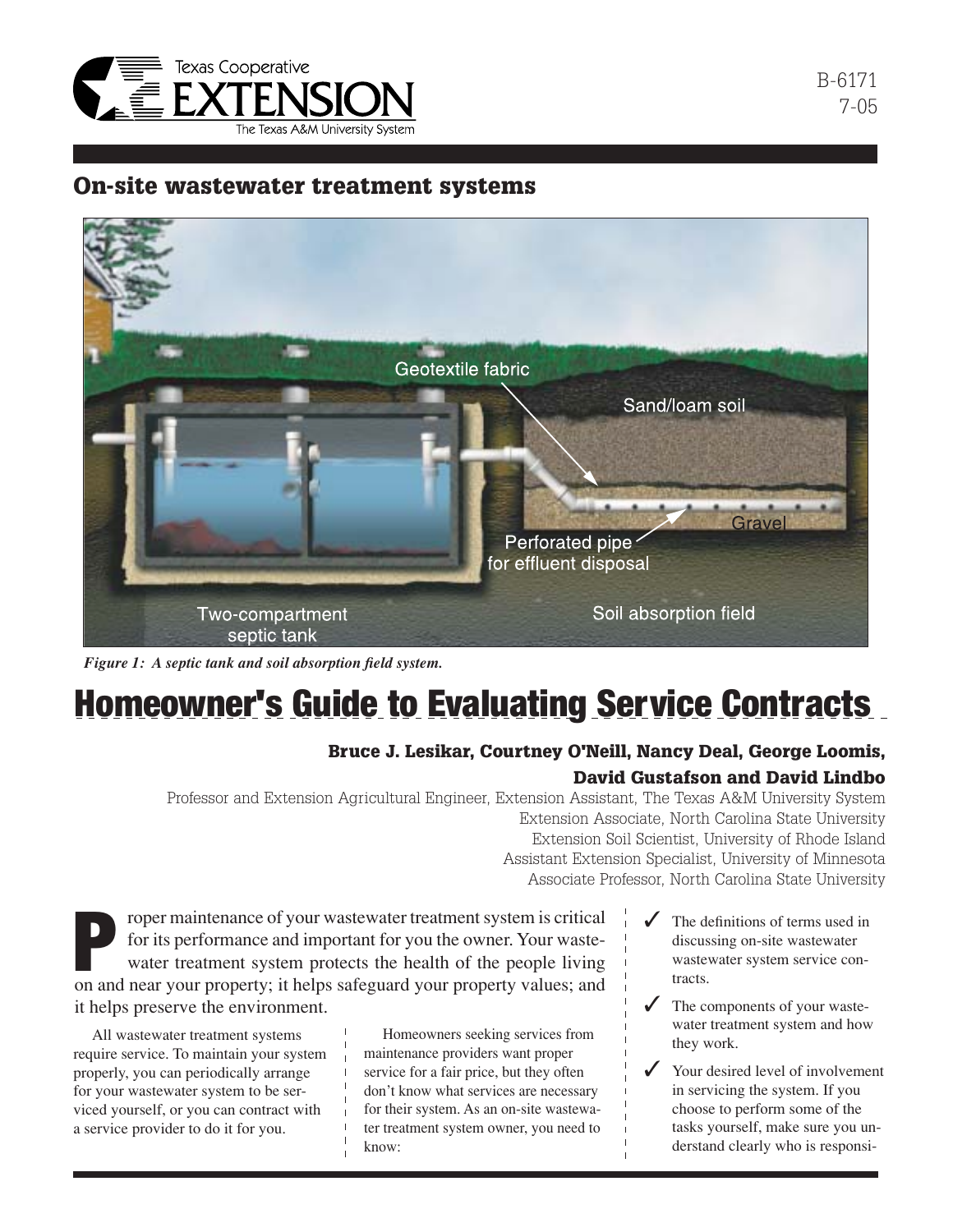B-6171
7-05

## On-site wastewater treatment systems

*Figure 1: A septic tank and soil absorption field system.*

# Homeowner's Guide to Evaluating Service Contracts

**Bruce J. Lesikar, Courtney O'Neill, Nancy Deal, George Loomis, David Gustafson and David Lindbo**

Professor and Extension Agricultural Engineer, Extension Assistant, The Texas A&M University System
Extension Associate, North Carolina State University
Extension Soil Scientist, University of Rhode Island
Assistant Extension Specialist, University of Minnesota
Associate Professor, North Carolina State University

Proper maintenance of your wastewater treatment system is critical for its performance and important for you the owner. Your wastewater treatment system protects the health of the people living on and near your property; it helps safeguard your property values; and it helps preserve the environment.

All wastewater treatment systems require service. To maintain your system properly, you can periodically arrange for your wastewater system to be serviced yourself, or you can contract with a service provider to do it for you.

Homeowners seeking services from maintenance providers want proper service for a fair price, but they often don't know what services are necessary for their system. As an on-site wastewater treatment system owner, you need to know:

- ✓ The definitions of terms used in discussing on-site wastewater wastewater system service contracts.
- ✓ The components of your wastewater treatment system and how they work.
- ✓ Your desired level of involvement in servicing the system. If you choose to perform some of the tasks yourself, make sure you understand clearly who is responsi-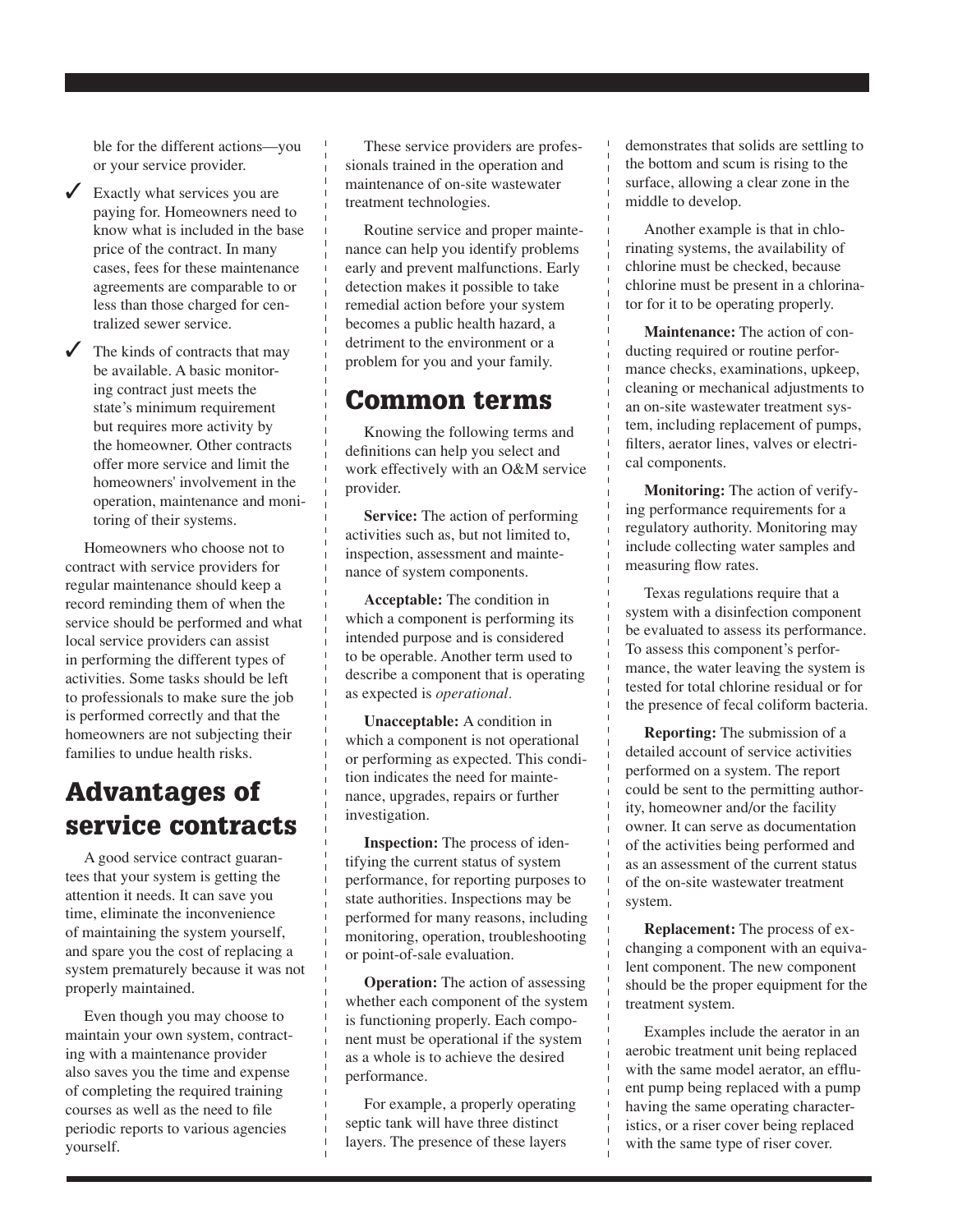ble for the different actions—you or your service provider.

- ✓ Exactly what services you are paying for. Homeowners need to know what is included in the base price of the contract. In many cases, fees for these maintenance agreements are comparable to or less than those charged for centralized sewer service.
- ✓ The kinds of contracts that may be available. A basic monitoring contract just meets the state's minimum requirement but requires more activity by the homeowner. Other contracts offer more service and limit the homeowners' involvement in the operation, maintenance and monitoring of their systems.

Homeowners who choose not to contract with service providers for regular maintenance should keep a record reminding them of when the service should be performed and what local service providers can assist in performing the different types of activities. Some tasks should be left to professionals to make sure the job is performed correctly and that the homeowners are not subjecting their families to undue health risks.

## Advantages of service contracts

A good service contract guarantees that your system is getting the attention it needs. It can save you time, eliminate the inconvenience of maintaining the system yourself, and spare you the cost of replacing a system prematurely because it was not properly maintained.

Even though you may choose to maintain your own system, contracting with a maintenance provider also saves you the time and expense of completing the required training courses as well as the need to file periodic reports to various agencies yourself.

These service providers are professionals trained in the operation and maintenance of on-site wastewater treatment technologies.

Routine service and proper maintenance can help you identify problems early and prevent malfunctions. Early detection makes it possible to take remedial action before your system becomes a public health hazard, a detriment to the environment or a problem for you and your family.

## Common terms

Knowing the following terms and definitions can help you select and work effectively with an O&M service provider.

**Service:** The action of performing activities such as, but not limited to, inspection, assessment and maintenance of system components.

**Acceptable:** The condition in which a component is performing its intended purpose and is considered to be operable. Another term used to describe a component that is operating as expected is *operational*.

**Unacceptable:** A condition in which a component is not operational or performing as expected. This condition indicates the need for maintenance, upgrades, repairs or further investigation.

**Inspection:** The process of identifying the current status of system performance, for reporting purposes to state authorities. Inspections may be performed for many reasons, including monitoring, operation, troubleshooting or point-of-sale evaluation.

**Operation:** The action of assessing whether each component of the system is functioning properly. Each component must be operational if the system as a whole is to achieve the desired performance.

For example, a properly operating septic tank will have three distinct layers. The presence of these layers demonstrates that solids are settling to the bottom and scum is rising to the surface, allowing a clear zone in the middle to develop.

Another example is that in chlorinating systems, the availability of chlorine must be checked, because chlorine must be present in a chlorinator for it to be operating properly.

**Maintenance:** The action of conducting required or routine performance checks, examinations, upkeep, cleaning or mechanical adjustments to an on-site wastewater treatment system, including replacement of pumps, filters, aerator lines, valves or electrical components.

**Monitoring:** The action of verifying performance requirements for a regulatory authority. Monitoring may include collecting water samples and measuring flow rates.

Texas regulations require that a system with a disinfection component be evaluated to assess its performance. To assess this component's performance, the water leaving the system is tested for total chlorine residual or for the presence of fecal coliform bacteria.

**Reporting:** The submission of a detailed account of service activities performed on a system. The report could be sent to the permitting authority, homeowner and/or the facility owner. It can serve as documentation of the activities being performed and as an assessment of the current status of the on-site wastewater treatment system.

**Replacement:** The process of exchanging a component with an equivalent component. The new component should be the proper equipment for the treatment system.

Examples include the aerator in an aerobic treatment unit being replaced with the same model aerator, an effluent pump being replaced with a pump having the same operating characteristics, or a riser cover being replaced with the same type of riser cover.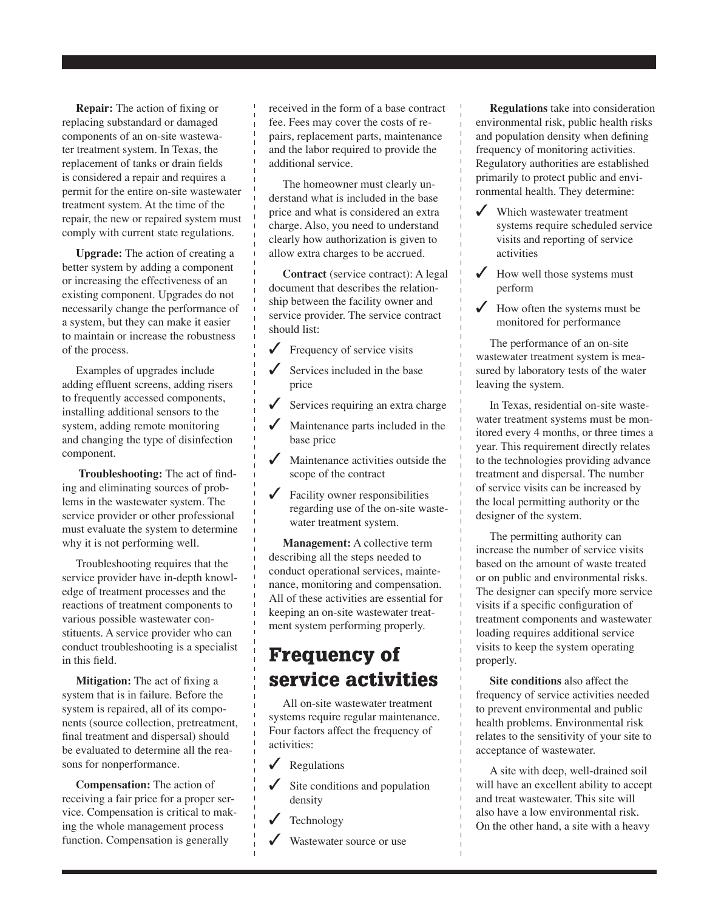**Repair:** The action of fixing or replacing substandard or damaged components of an on-site wastewater treatment system. In Texas, the replacement of tanks or drain fields is considered a repair and requires a permit for the entire on-site wastewater treatment system. At the time of the repair, the new or repaired system must comply with current state regulations.

**Upgrade:** The action of creating a better system by adding a component or increasing the effectiveness of an existing component. Upgrades do not necessarily change the performance of a system, but they can make it easier to maintain or increase the robustness of the process.

Examples of upgrades include adding effluent screens, adding risers to frequently accessed components, installing additional sensors to the system, adding remote monitoring and changing the type of disinfection component.

**Troubleshooting:** The act of finding and eliminating sources of problems in the wastewater system. The service provider or other professional must evaluate the system to determine why it is not performing well.

Troubleshooting requires that the service provider have in-depth knowledge of treatment processes and the reactions of treatment components to various possible wastewater constituents. A service provider who can conduct troubleshooting is a specialist in this field.

**Mitigation:** The act of fixing a system that is in failure. Before the system is repaired, all of its components (source collection, pretreatment, final treatment and dispersal) should be evaluated to determine all the reasons for nonperformance.

**Compensation:** The action of receiving a fair price for a proper service. Compensation is critical to making the whole management process function. Compensation is generally received in the form of a base contract fee. Fees may cover the costs of repairs, replacement parts, maintenance and the labor required to provide the additional service.

The homeowner must clearly understand what is included in the base price and what is considered an extra charge. Also, you need to understand clearly how authorization is given to allow extra charges to be accrued.

**Contract** (service contract): A legal document that describes the relationship between the facility owner and service provider. The service contract should list:

- ✓ Frequency of service visits
- ✓ Services included in the base price
- ✓ Services requiring an extra charge
- ✓ Maintenance parts included in the base price
- ✓ Maintenance activities outside the scope of the contract
- ✓ Facility owner responsibilities regarding use of the on-site wastewater treatment system.

**Management:** A collective term describing all the steps needed to conduct operational services, maintenance, monitoring and compensation. All of these activities are essential for keeping an on-site wastewater treatment system performing properly.

## Frequency of service activities

All on-site wastewater treatment systems require regular maintenance. Four factors affect the frequency of activities:

- ✓ Regulations
- ✓ Site conditions and population density
- ✓ Technology
- ✓ Wastewater source or use

**Regulations** take into consideration environmental risk, public health risks and population density when defining frequency of monitoring activities. Regulatory authorities are established primarily to protect public and environmental health. They determine:

- ✓ Which wastewater treatment systems require scheduled service visits and reporting of service activities
- ✓ How well those systems must perform
- ✓ How often the systems must be monitored for performance

The performance of an on-site wastewater treatment system is measured by laboratory tests of the water leaving the system.

In Texas, residential on-site wastewater treatment systems must be monitored every 4 months, or three times a year. This requirement directly relates to the technologies providing advance treatment and dispersal. The number of service visits can be increased by the local permitting authority or the designer of the system.

The permitting authority can increase the number of service visits based on the amount of waste treated or on public and environmental risks. The designer can specify more service visits if a specific configuration of treatment components and wastewater loading requires additional service visits to keep the system operating properly.

**Site conditions** also affect the frequency of service activities needed to prevent environmental and public health problems. Environmental risk relates to the sensitivity of your site to acceptance of wastewater.

A site with deep, well-drained soil will have an excellent ability to accept and treat wastewater. This site will also have a low environmental risk. On the other hand, a site with a heavy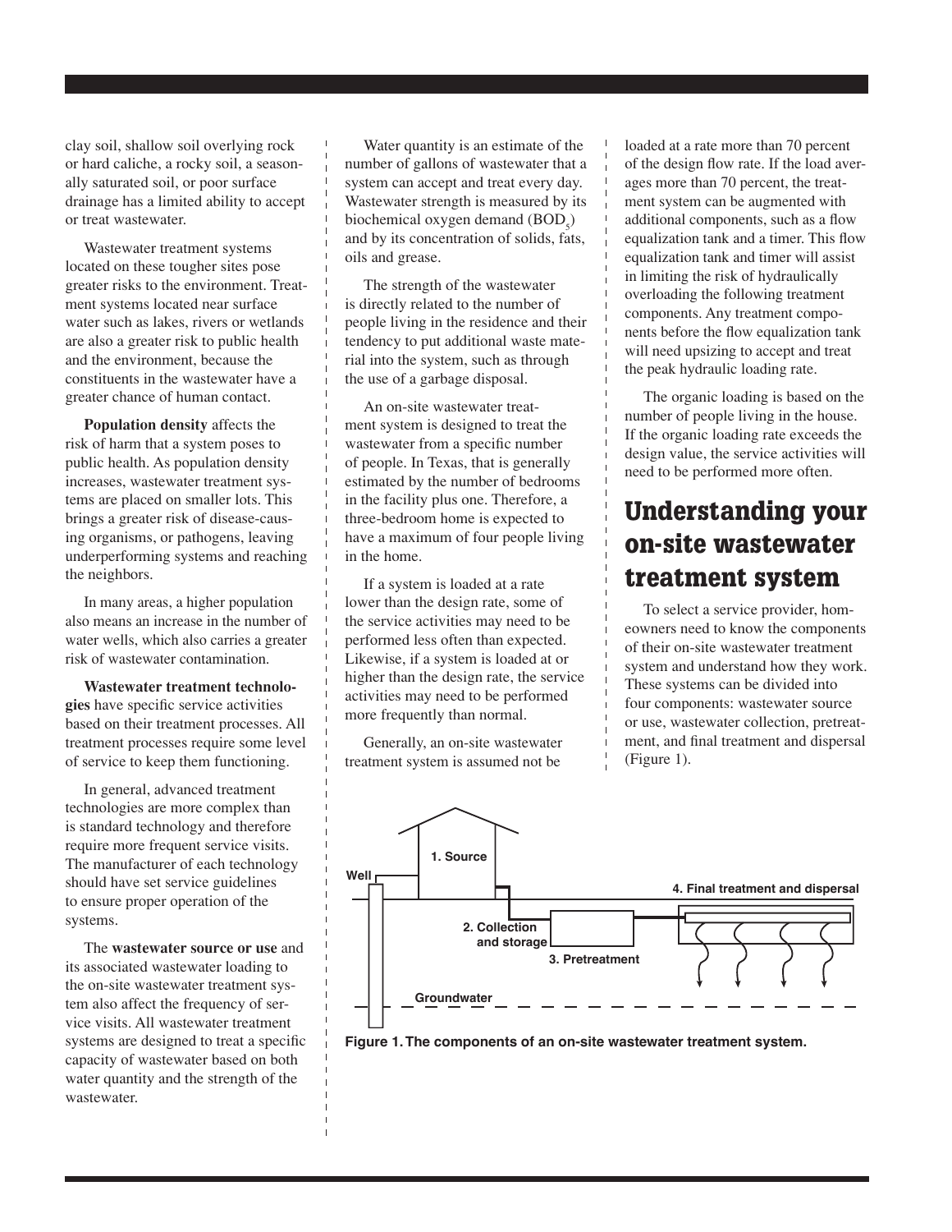clay soil, shallow soil overlying rock or hard caliche, a rocky soil, a seasonally saturated soil, or poor surface drainage has a limited ability to accept or treat wastewater.

Wastewater treatment systems located on these tougher sites pose greater risks to the environment. Treatment systems located near surface water such as lakes, rivers or wetlands are also a greater risk to public health and the environment, because the constituents in the wastewater have a greater chance of human contact.

**Population density** affects the risk of harm that a system poses to public health. As population density increases, wastewater treatment systems are placed on smaller lots. This brings a greater risk of disease-causing organisms, or pathogens, leaving underperforming systems and reaching the neighbors.

In many areas, a higher population also means an increase in the number of water wells, which also carries a greater risk of wastewater contamination.

**Wastewater treatment technologies** have specific service activities based on their treatment processes. All treatment processes require some level of service to keep them functioning.

In general, advanced treatment technologies are more complex than is standard technology and therefore require more frequent service visits. The manufacturer of each technology should have set service guidelines to ensure proper operation of the systems.

The **wastewater source or use** and its associated wastewater loading to the on-site wastewater treatment system also affect the frequency of service visits. All wastewater treatment systems are designed to treat a specific capacity of wastewater based on both water quantity and the strength of the wastewater.

Water quantity is an estimate of the number of gallons of wastewater that a system can accept and treat every day. Wastewater strength is measured by its biochemical oxygen demand ($BOD_5$) and by its concentration of solids, fats, oils and grease.

The strength of the wastewater is directly related to the number of people living in the residence and their tendency to put additional waste material into the system, such as through the use of a garbage disposal.

An on-site wastewater treatment system is designed to treat the wastewater from a specific number of people. In Texas, that is generally estimated by the number of bedrooms in the facility plus one. Therefore, a three-bedroom home is expected to have a maximum of four people living in the home.

If a system is loaded at a rate lower than the design rate, some of the service activities may need to be performed less often than expected. Likewise, if a system is loaded at or higher than the design rate, the service activities may need to be performed more frequently than normal.

Generally, an on-site wastewater treatment system is assumed not be loaded at a rate more than 70 percent of the design flow rate. If the load averages more than 70 percent, the treatment system can be augmented with additional components, such as a flow equalization tank and a timer. This flow equalization tank and timer will assist in limiting the risk of hydraulically overloading the following treatment components. Any treatment components before the flow equalization tank will need upsizing to accept and treat the peak hydraulic loading rate.

The organic loading is based on the number of people living in the house. If the organic loading rate exceeds the design value, the service activities will need to be performed more often.

## Understanding your on-site wastewater treatment system

To select a service provider, homeowners need to know the components of their on-site wastewater treatment system and understand how they work. These systems can be divided into four components: wastewater source or use, wastewater collection, pretreatment, and final treatment and dispersal (Figure 1).

Well

1. Source

2. Collection and storage

3. Pretreatment

4. Final treatment and dispersal

Groundwater

**Figure 1. The components of an on-site wastewater treatment system.**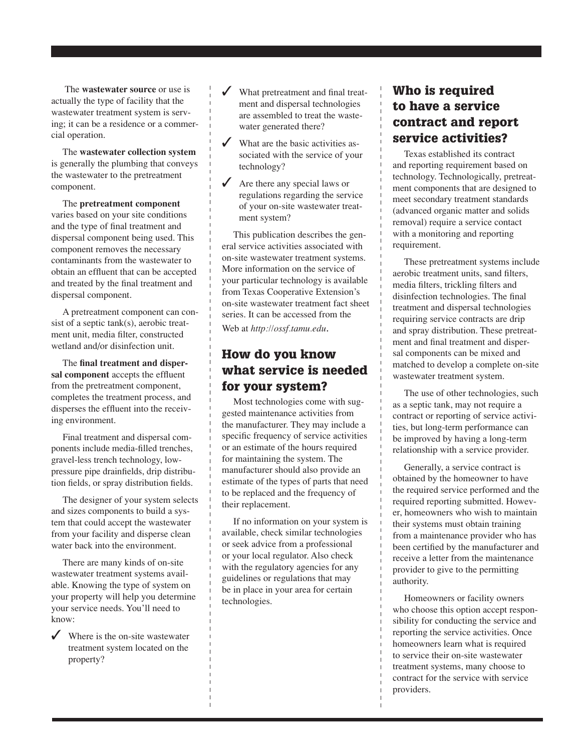The **wastewater source** or use is actually the type of facility that the wastewater treatment system is serving; it can be a residence or a commercial operation.

The **wastewater collection system** is generally the plumbing that conveys the wastewater to the pretreatment component.

The **pretreatment component** varies based on your site conditions and the type of final treatment and dispersal component being used. This component removes the necessary contaminants from the wastewater to obtain an effluent that can be accepted and treated by the final treatment and dispersal component.

A pretreatment component can consist of a septic tank(s), aerobic treatment unit, media filter, constructed wetland and/or disinfection unit.

The **final treatment and dispersal component** accepts the effluent from the pretreatment component, completes the treatment process, and disperses the effluent into the receiving environment.

Final treatment and dispersal components include media-filled trenches, gravel-less trench technology, low-pressure pipe drainfields, drip distribution fields, or spray distribution fields.

The designer of your system selects and sizes components to build a system that could accept the wastewater from your facility and disperse clean water back into the environment.

There are many kinds of on-site wastewater treatment systems available. Knowing the type of system on your property will help you determine your service needs. You'll need to know:

- ✓ Where is the on-site wastewater treatment system located on the property?
- ✓ What pretreatment and final treatment and dispersal technologies are assembled to treat the wastewater generated there?
- ✓ What are the basic activities associated with the service of your technology?
- ✓ Are there any special laws or regulations regarding the service of your on-site wastewater treatment system?

This publication describes the general service activities associated with on-site wastewater treatment systems. More information on the service of your particular technology is available from Texas Cooperative Extension's on-site wastewater treatment fact sheet series. It can be accessed from the Web at *http://ossf.tamu.edu*.

## How do you know what service is needed for your system?

Most technologies come with suggested maintenance activities from the manufacturer. They may include a specific frequency of service activities or an estimate of the hours required for maintaining the system. The manufacturer should also provide an estimate of the types of parts that need to be replaced and the frequency of their replacement.

If no information on your system is available, check similar technologies or seek advice from a professional or your local regulator. Also check with the regulatory agencies for any guidelines or regulations that may be in place in your area for certain technologies.

## Who is required to have a service contract and report service activities?

Texas established its contract and reporting requirement based on technology. Technologically, pretreatment components that are designed to meet secondary treatment standards (advanced organic matter and solids removal) require a service contact with a monitoring and reporting requirement.

These pretreatment systems include aerobic treatment units, sand filters, media filters, trickling filters and disinfection technologies. The final treatment and dispersal technologies requiring service contracts are drip and spray distribution. These pretreatment and final treatment and dispersal components can be mixed and matched to develop a complete on-site wastewater treatment system.

The use of other technologies, such as a septic tank, may not require a contract or reporting of service activities, but long-term performance can be improved by having a long-term relationship with a service provider.

Generally, a service contract is obtained by the homeowner to have the required service performed and the required reporting submitted. However, homeowners who wish to maintain their systems must obtain training from a maintenance provider who has been certified by the manufacturer and receive a letter from the maintenance provider to give to the permitting authority.

Homeowners or facility owners who choose this option accept responsibility for conducting the service and reporting the service activities. Once homeowners learn what is required to service their on-site wastewater treatment systems, many choose to contract for the service with service providers.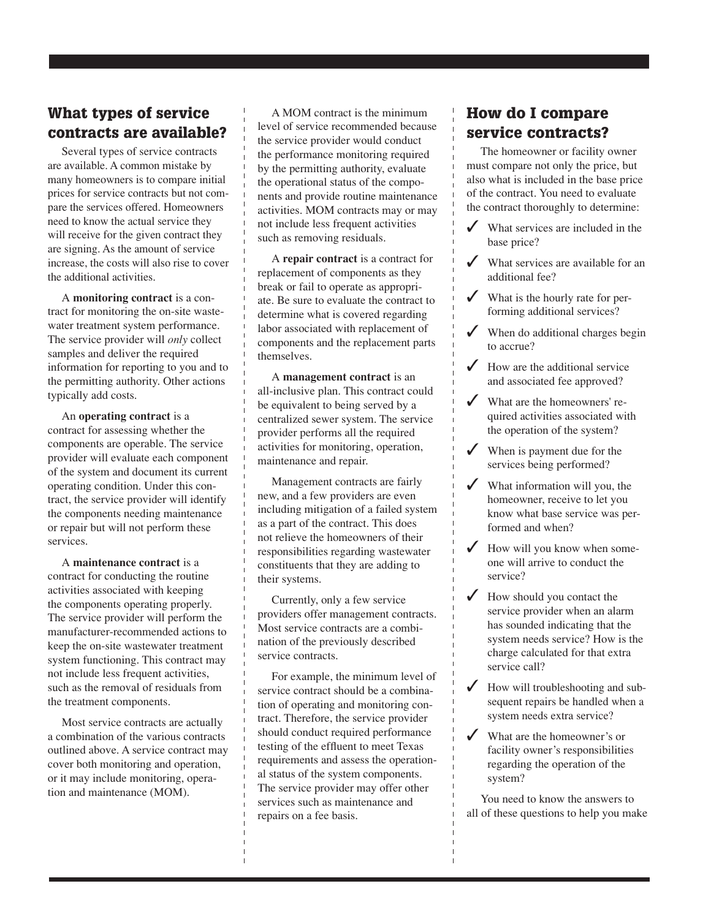## What types of service contracts are available?

Several types of service contracts are available. A common mistake by many homeowners is to compare initial prices for service contracts but not compare the services offered. Homeowners need to know the actual service they will receive for the given contract they are signing. As the amount of service increase, the costs will also rise to cover the additional activities.

A **monitoring contract** is a contract for monitoring the on-site wastewater treatment system performance. The service provider will *only* collect samples and deliver the required information for reporting to you and to the permitting authority. Other actions typically add costs.

An **operating contract** is a contract for assessing whether the components are operable. The service provider will evaluate each component of the system and document its current operating condition. Under this contract, the service provider will identify the components needing maintenance or repair but will not perform these services.

A **maintenance contract** is a contract for conducting the routine activities associated with keeping the components operating properly. The service provider will perform the manufacturer-recommended actions to keep the on-site wastewater treatment system functioning. This contract may not include less frequent activities, such as the removal of residuals from the treatment components.

Most service contracts are actually a combination of the various contracts outlined above. A service contract may cover both monitoring and operation, or it may include monitoring, operation and maintenance (MOM).

A MOM contract is the minimum level of service recommended because the service provider would conduct the performance monitoring required by the permitting authority, evaluate the operational status of the components and provide routine maintenance activities. MOM contracts may or may not include less frequent activities such as removing residuals.

A **repair contract** is a contract for replacement of components as they break or fail to operate as appropriate. Be sure to evaluate the contract to determine what is covered regarding labor associated with replacement of components and the replacement parts themselves.

A **management contract** is an all-inclusive plan. This contract could be equivalent to being served by a centralized sewer system. The service provider performs all the required activities for monitoring, operation, maintenance and repair.

Management contracts are fairly new, and a few providers are even including mitigation of a failed system as a part of the contract. This does not relieve the homeowners of their responsibilities regarding wastewater constituents that they are adding to their systems.

Currently, only a few service providers offer management contracts. Most service contracts are a combination of the previously described service contracts.

For example, the minimum level of service contract should be a combination of operating and monitoring contract. Therefore, the service provider should conduct required performance testing of the effluent to meet Texas requirements and assess the operational status of the system components. The service provider may offer other services such as maintenance and repairs on a fee basis.

## How do I compare service contracts?

The homeowner or facility owner must compare not only the price, but also what is included in the base price of the contract. You need to evaluate the contract thoroughly to determine:

- ✓ What services are included in the base price?
- ✓ What services are available for an additional fee?
- ✓ What is the hourly rate for performing additional services?
- ✓ When do additional charges begin to accrue?
- ✓ How are the additional service and associated fee approved?
- ✓ What are the homeowners' required activities associated with the operation of the system?
- ✓ When is payment due for the services being performed?
- ✓ What information will you, the homeowner, receive to let you know what base service was performed and when?
- ✓ How will you know when someone will arrive to conduct the service?
- ✓ How should you contact the service provider when an alarm has sounded indicating that the system needs service? How is the charge calculated for that extra service call?
- ✓ How will troubleshooting and subsequent repairs be handled when a system needs extra service?
- ✓ What are the homeowner's or facility owner's responsibilities regarding the operation of the system?

You need to know the answers to all of these questions to help you make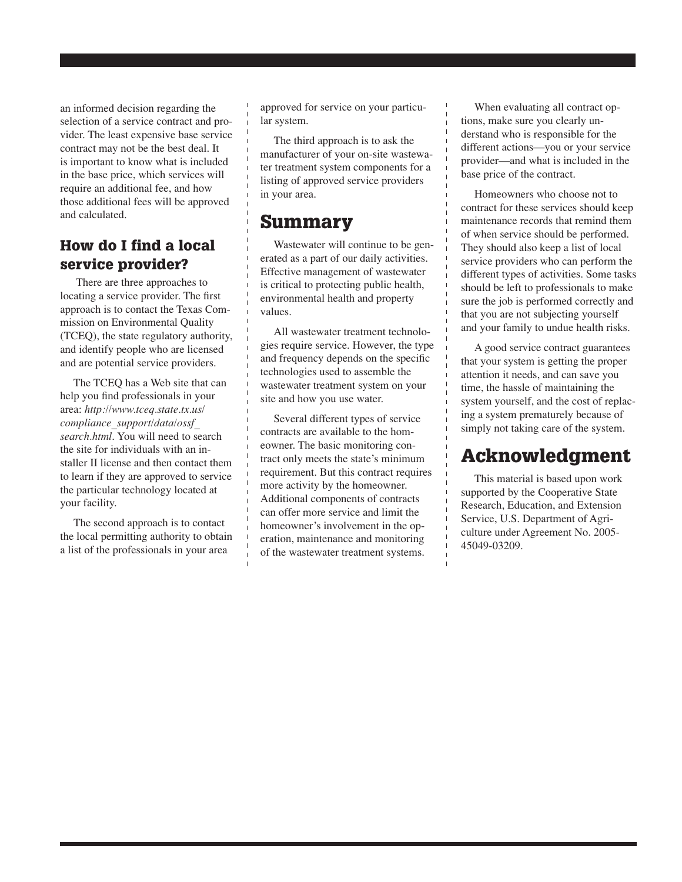an informed decision regarding the selection of a service contract and provider. The least expensive base service contract may not be the best deal. It is important to know what is included in the base price, which services will require an additional fee, and how those additional fees will be approved and calculated.

### How do I find a local service provider?

There are three approaches to locating a service provider. The first approach is to contact the Texas Commission on Environmental Quality (TCEQ), the state regulatory authority, and identify people who are licensed and are potential service providers.

The TCEQ has a Web site that can help you find professionals in your area: *http://www.tceq.state.tx.us/compliance_support/data/ossf_search.html*. You will need to search the site for individuals with an installer II license and then contact them to learn if they are approved to service the particular technology located at your facility.

The second approach is to contact the local permitting authority to obtain a list of the professionals in your area approved for service on your particular system.

The third approach is to ask the manufacturer of your on-site wastewater treatment system components for a listing of approved service providers in your area.

## Summary

Wastewater will continue to be generated as a part of our daily activities. Effective management of wastewater is critical to protecting public health, environmental health and property values.

All wastewater treatment technologies require service. However, the type and frequency depends on the specific technologies used to assemble the wastewater treatment system on your site and how you use water.

Several different types of service contracts are available to the homeowner. The basic monitoring contract only meets the state's minimum requirement. But this contract requires more activity by the homeowner. Additional components of contracts can offer more service and limit the homeowner's involvement in the operation, maintenance and monitoring of the wastewater treatment systems.

When evaluating all contract options, make sure you clearly understand who is responsible for the different actions—you or your service provider—and what is included in the base price of the contract.

Homeowners who choose not to contract for these services should keep maintenance records that remind them of when service should be performed. They should also keep a list of local service providers who can perform the different types of activities. Some tasks should be left to professionals to make sure the job is performed correctly and that you are not subjecting yourself and your family to undue health risks.

A good service contract guarantees that your system is getting the proper attention it needs, and can save you time, the hassle of maintaining the system yourself, and the cost of replacing a system prematurely because of simply not taking care of the system.

## Acknowledgment

This material is based upon work supported by the Cooperative State Research, Education, and Extension Service, U.S. Department of Agriculture under Agreement No. 2005-45049-03209.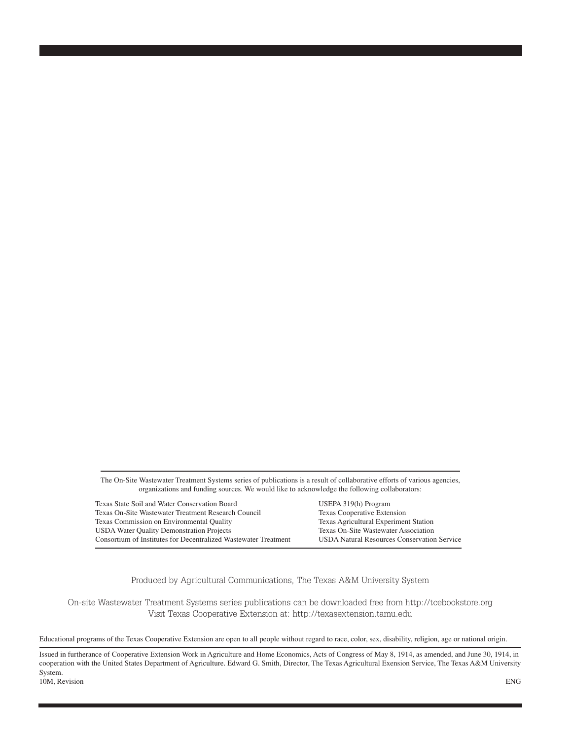The On-Site Wastewater Treatment Systems series of publications is a result of collaborative efforts of various agencies, organizations and funding sources. We would like to acknowledge the following collaborators:

| | |
|---|---|
| Texas State Soil and Water Conservation Board | USEPA 319(h) Program |
| Texas On-Site Wastewater Treatment Research Council | Texas Cooperative Extension |
| Texas Commission on Environmental Quality | Texas Agricultural Experiment Station |
| USDA Water Quality Demonstration Projects | Texas On-Site Wastewater Association |
| Consortium of Institutes for Decentralized Wastewater Treatment | USDA Natural Resources Conservation Service |

Produced by Agricultural Communications, The Texas A&M University System

On-site Wastewater Treatment Systems series publications can be downloaded free from http://tcebookstore.org
Visit Texas Cooperative Extension at: http://texasextension.tamu.edu

Educational programs of the Texas Cooperative Extension are open to all people without regard to race, color, sex, disability, religion, age or national origin.

Issued in furtherance of Cooperative Extension Work in Agriculture and Home Economics, Acts of Congress of May 8, 1914, as amended, and June 30, 1914, in cooperation with the United States Department of Agriculture. Edward G. Smith, Director, The Texas Agricultural Exension Service, The Texas A&M University System.
10M, Revision ENG